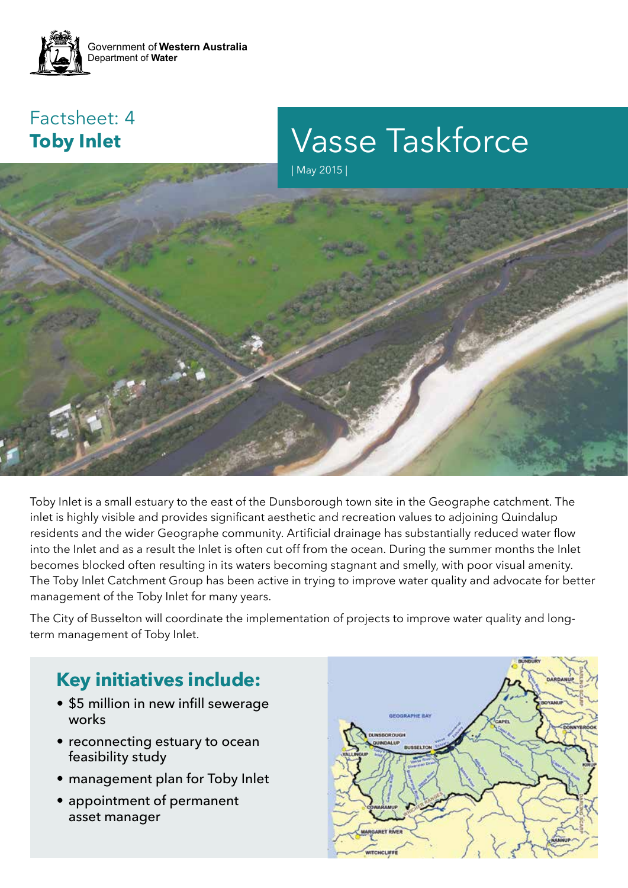Government of **Western Australia**
Department of **Water**

# Vasse Taskforce

| May 2015 |

## Factsheet: 4
## Toby Inlet

Toby Inlet is a small estuary to the east of the Dunsborough town site in the Geographe catchment. The inlet is highly visible and provides significant aesthetic and recreation values to adjoining Quindalup residents and the wider Geographe community. Artificial drainage has substantially reduced water flow into the Inlet and as a result the Inlet is often cut off from the ocean. During the summer months the Inlet becomes blocked often resulting in its waters becoming stagnant and smelly, with poor visual amenity. The Toby Inlet Catchment Group has been active in trying to improve water quality and advocate for better management of the Toby Inlet for many years.

The City of Busselton will coordinate the implementation of projects to improve water quality and long-term management of Toby Inlet.

### Key initiatives include:

- $5 million in new infill sewerage works
- reconnecting estuary to ocean feasibility study
- management plan for Toby Inlet
- appointment of permanent asset manager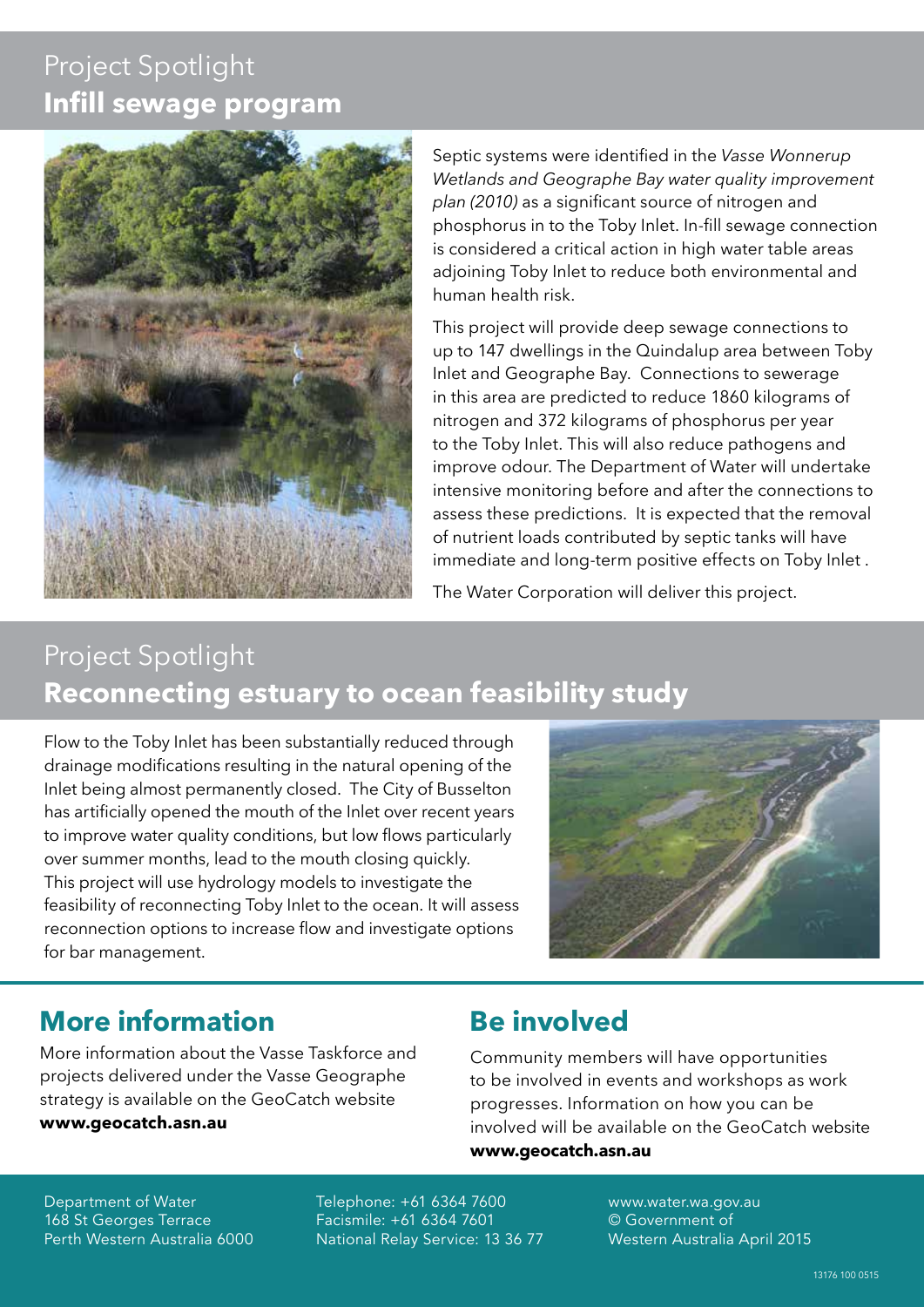## Project Spotlight
## **Infill sewage program**

Septic systems were identified in the *Vasse Wonnerup Wetlands and Geographe Bay water quality improvement plan (2010)* as a significant source of nitrogen and phosphorus in to the Toby Inlet. In-fill sewage connection is considered a critical action in high water table areas adjoining Toby Inlet to reduce both environmental and human health risk.

This project will provide deep sewage connections to up to 147 dwellings in the Quindalup area between Toby Inlet and Geographe Bay. Connections to sewerage in this area are predicted to reduce 1860 kilograms of nitrogen and 372 kilograms of phosphorus per year to the Toby Inlet. This will also reduce pathogens and improve odour. The Department of Water will undertake intensive monitoring before and after the connections to assess these predictions. It is expected that the removal of nutrient loads contributed by septic tanks will have immediate and long-term positive effects on Toby Inlet .

The Water Corporation will deliver this project.

## Project Spotlight
## **Reconnecting estuary to ocean feasibility study**

Flow to the Toby Inlet has been substantially reduced through drainage modifications resulting in the natural opening of the Inlet being almost permanently closed. The City of Busselton has artificially opened the mouth of the Inlet over recent years to improve water quality conditions, but low flows particularly over summer months, lead to the mouth closing quickly. This project will use hydrology models to investigate the feasibility of reconnecting Toby Inlet to the ocean. It will assess reconnection options to increase flow and investigate options for bar management.

## More information

More information about the Vasse Taskforce and projects delivered under the Vasse Geographe strategy is available on the GeoCatch website **www.geocatch.asn.au**

## Be involved

Community members will have opportunities to be involved in events and workshops as work progresses. Information on how you can be involved will be available on the GeoCatch website **www.geocatch.asn.au**

Department of Water
168 St Georges Terrace
Perth Western Australia 6000

Telephone: +61 6364 7600
Facisimile: +61 6364 7601
National Relay Service: 13 36 77

www.water.wa.gov.au
© Government of Western Australia April 2015

13176 100 0515